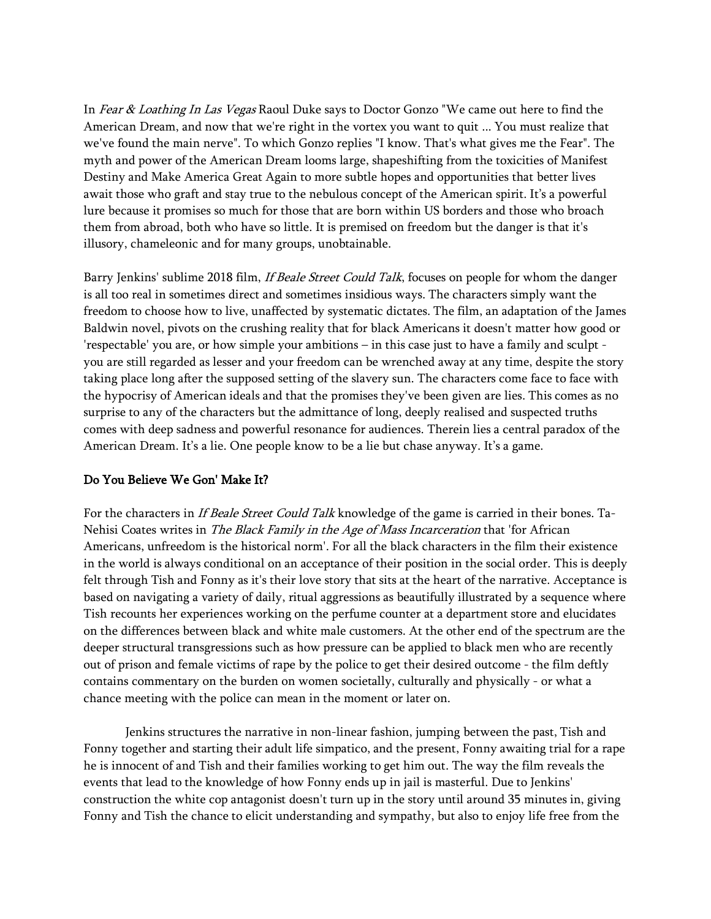In *Fear & Loathing In Las Vegas* Raoul Duke says to Doctor Gonzo "We came out here to find the American Dream, and now that we're right in the vortex you want to quit ... You must realize that we've found the main nerve". To which Gonzo replies "I know. That's what gives me the Fear". The myth and power of the American Dream looms large, shapeshifting from the toxicities of Manifest Destiny and Make America Great Again to more subtle hopes and opportunities that better lives await those who graft and stay true to the nebulous concept of the American spirit. It's a powerful lure because it promises so much for those that are born within US borders and those who broach them from abroad, both who have so little. It is premised on freedom but the danger is that it's illusory, chameleonic and for many groups, unobtainable.

Barry Jenkins' sublime 2018 film, *If Beale Street Could Talk*, focuses on people for whom the danger is all too real in sometimes direct and sometimes insidious ways. The characters simply want the freedom to choose how to live, unaffected by systematic dictates. The film, an adaptation of the James Baldwin novel, pivots on the crushing reality that for black Americans it doesn't matter how good or 'respectable' you are, or how simple your ambitions – in this case just to have a family and sculpt - you are still regarded as lesser and your freedom can be wrenched away at any time, despite the story taking place long after the supposed setting of the slavery sun. The characters come face to face with the hypocrisy of American ideals and that the promises they've been given are lies. This comes as no surprise to any of the characters but the admittance of long, deeply realised and suspected truths comes with deep sadness and powerful resonance for audiences. Therein lies a central paradox of the American Dream. It's a lie. One people know to be a lie but chase anyway. It's a game.

## Do You Believe We Gon' Make It?

For the characters in *If Beale Street Could Talk* knowledge of the game is carried in their bones. Ta-Nehisi Coates writes in *The Black Family in the Age of Mass Incarceration* that 'for African Americans, unfreedom is the historical norm'. For all the black characters in the film their existence in the world is always conditional on an acceptance of their position in the social order. This is deeply felt through Tish and Fonny as it's their love story that sits at the heart of the narrative. Acceptance is based on navigating a variety of daily, ritual aggressions as beautifully illustrated by a sequence where Tish recounts her experiences working on the perfume counter at a department store and elucidates on the differences between black and white male customers. At the other end of the spectrum are the deeper structural transgressions such as how pressure can be applied to black men who are recently out of prison and female victims of rape by the police to get their desired outcome - the film deftly contains commentary on the burden on women societally, culturally and physically - or what a chance meeting with the police can mean in the moment or later on.

Jenkins structures the narrative in non-linear fashion, jumping between the past, Tish and Fonny together and starting their adult life simpatico, and the present, Fonny awaiting trial for a rape he is innocent of and Tish and their families working to get him out. The way the film reveals the events that lead to the knowledge of how Fonny ends up in jail is masterful. Due to Jenkins' construction the white cop antagonist doesn't turn up in the story until around 35 minutes in, giving Fonny and Tish the chance to elicit understanding and sympathy, but also to enjoy life free from the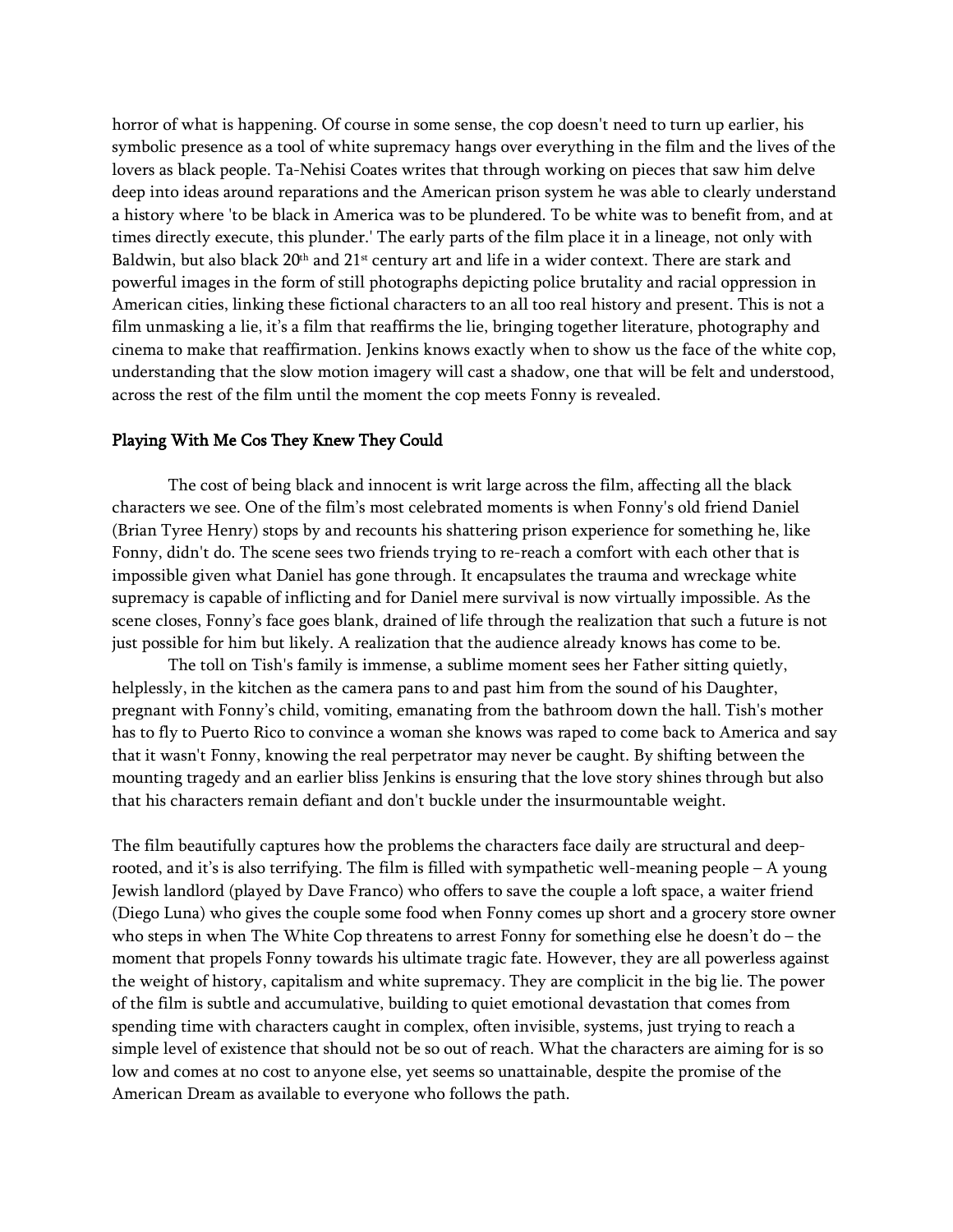horror of what is happening. Of course in some sense, the cop doesn't need to turn up earlier, his symbolic presence as a tool of white supremacy hangs over everything in the film and the lives of the lovers as black people. Ta-Nehisi Coates writes that through working on pieces that saw him delve deep into ideas around reparations and the American prison system he was able to clearly understand a history where 'to be black in America was to be plundered. To be white was to benefit from, and at times directly execute, this plunder.' The early parts of the film place it in a lineage, not only with Baldwin, but also black 20th and 21st century art and life in a wider context. There are stark and powerful images in the form of still photographs depicting police brutality and racial oppression in American cities, linking these fictional characters to an all too real history and present. This is not a film unmasking a lie, it's a film that reaffirms the lie, bringing together literature, photography and cinema to make that reaffirmation. Jenkins knows exactly when to show us the face of the white cop, understanding that the slow motion imagery will cast a shadow, one that will be felt and understood, across the rest of the film until the moment the cop meets Fonny is revealed.

## Playing With Me Cos They Knew They Could

The cost of being black and innocent is writ large across the film, affecting all the black characters we see. One of the film's most celebrated moments is when Fonny's old friend Daniel (Brian Tyree Henry) stops by and recounts his shattering prison experience for something he, like Fonny, didn't do. The scene sees two friends trying to re-reach a comfort with each other that is impossible given what Daniel has gone through. It encapsulates the trauma and wreckage white supremacy is capable of inflicting and for Daniel mere survival is now virtually impossible. As the scene closes, Fonny's face goes blank, drained of life through the realization that such a future is not just possible for him but likely. A realization that the audience already knows has come to be.

The toll on Tish's family is immense, a sublime moment sees her Father sitting quietly, helplessly, in the kitchen as the camera pans to and past him from the sound of his Daughter, pregnant with Fonny's child, vomiting, emanating from the bathroom down the hall. Tish's mother has to fly to Puerto Rico to convince a woman she knows was raped to come back to America and say that it wasn't Fonny, knowing the real perpetrator may never be caught. By shifting between the mounting tragedy and an earlier bliss Jenkins is ensuring that the love story shines through but also that his characters remain defiant and don't buckle under the insurmountable weight.

The film beautifully captures how the problems the characters face daily are structural and deep-rooted, and it's is also terrifying. The film is filled with sympathetic well-meaning people – A young Jewish landlord (played by Dave Franco) who offers to save the couple a loft space, a waiter friend (Diego Luna) who gives the couple some food when Fonny comes up short and a grocery store owner who steps in when The White Cop threatens to arrest Fonny for something else he doesn't do – the moment that propels Fonny towards his ultimate tragic fate. However, they are all powerless against the weight of history, capitalism and white supremacy. They are complicit in the big lie. The power of the film is subtle and accumulative, building to quiet emotional devastation that comes from spending time with characters caught in complex, often invisible, systems, just trying to reach a simple level of existence that should not be so out of reach. What the characters are aiming for is so low and comes at no cost to anyone else, yet seems so unattainable, despite the promise of the American Dream as available to everyone who follows the path.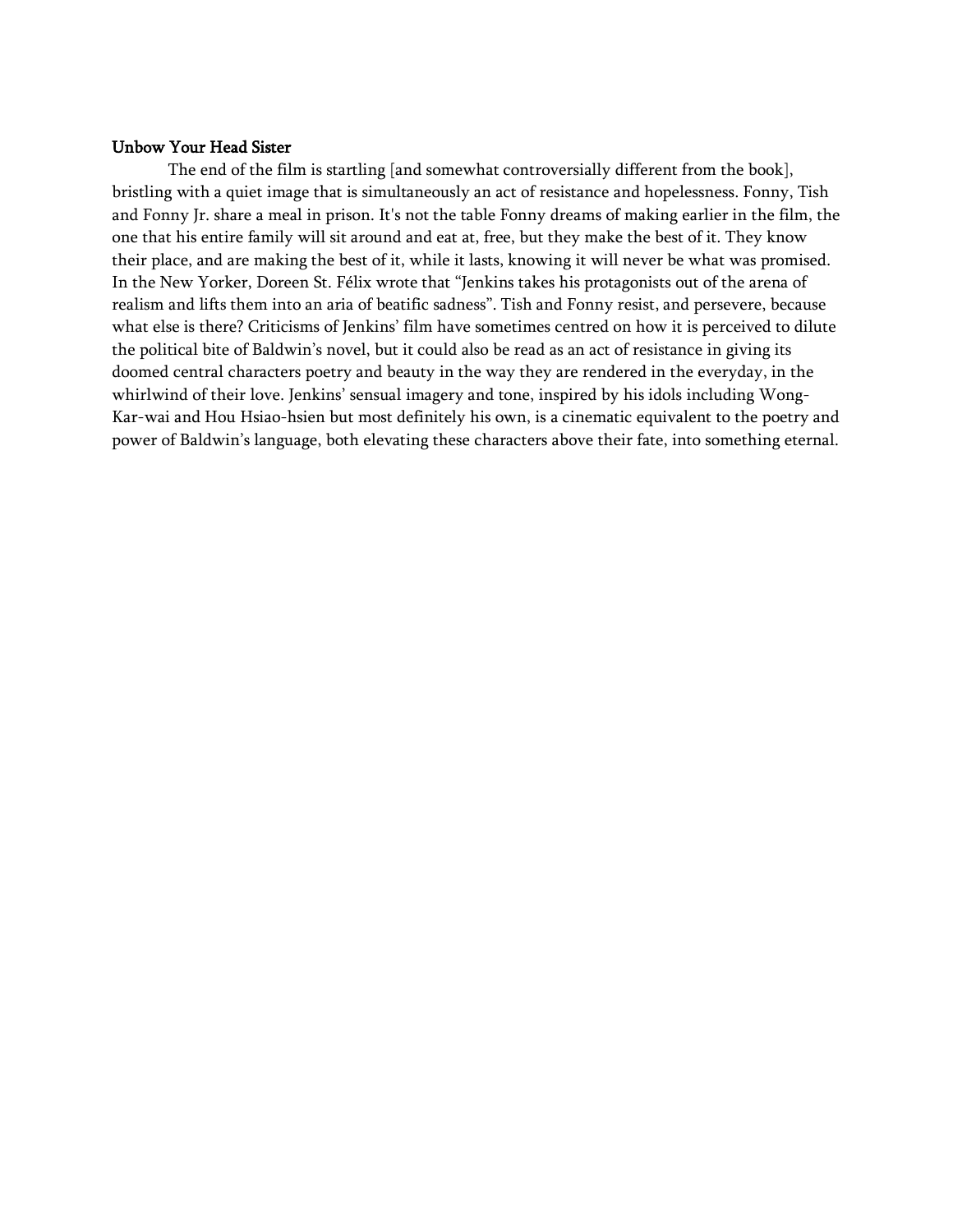**Unbow Your Head Sister**

The end of the film is startling [and somewhat controversially different from the book], bristling with a quiet image that is simultaneously an act of resistance and hopelessness. Fonny, Tish and Fonny Jr. share a meal in prison. It's not the table Fonny dreams of making earlier in the film, the one that his entire family will sit around and eat at, free, but they make the best of it. They know their place, and are making the best of it, while it lasts, knowing it will never be what was promised. In the New Yorker, Doreen St. Félix wrote that "Jenkins takes his protagonists out of the arena of realism and lifts them into an aria of beatific sadness". Tish and Fonny resist, and persevere, because what else is there? Criticisms of Jenkins' film have sometimes centred on how it is perceived to dilute the political bite of Baldwin's novel, but it could also be read as an act of resistance in giving its doomed central characters poetry and beauty in the way they are rendered in the everyday, in the whirlwind of their love. Jenkins' sensual imagery and tone, inspired by his idols including Wong-Kar-wai and Hou Hsiao-hsien but most definitely his own, is a cinematic equivalent to the poetry and power of Baldwin's language, both elevating these characters above their fate, into something eternal.